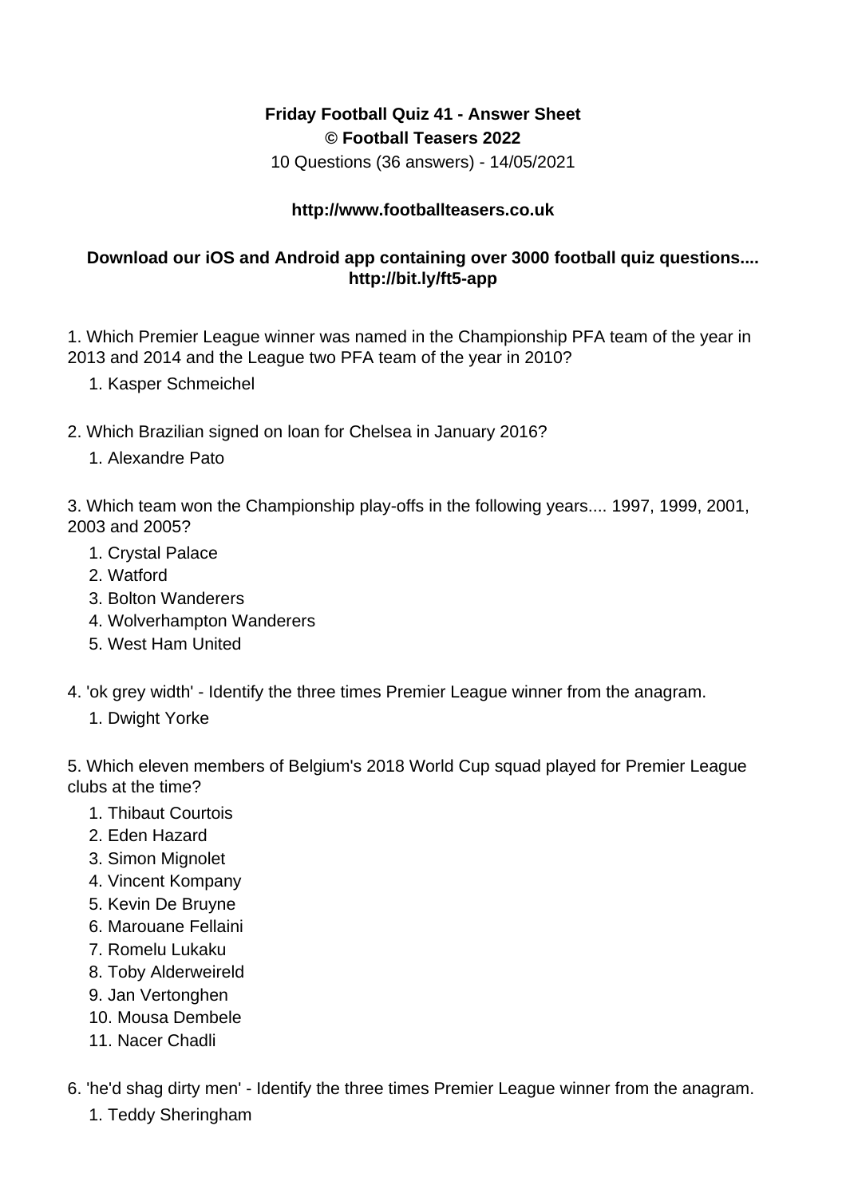**Friday Football Quiz 41 - Answer Sheet**
**© Football Teasers 2022**
10 Questions (36 answers) - 14/05/2021

**http://www.footballteasers.co.uk**

**Download our iOS and Android app containing over 3000 football quiz questions.... http://bit.ly/ft5-app**

1. Which Premier League winner was named in the Championship PFA team of the year in 2013 and 2014 and the League two PFA team of the year in 2010?
    1. Kasper Schmeichel

2. Which Brazilian signed on loan for Chelsea in January 2016?
    1. Alexandre Pato

3. Which team won the Championship play-offs in the following years.... 1997, 1999, 2001, 2003 and 2005?
    1. Crystal Palace
    2. Watford
    3. Bolton Wanderers
    4. Wolverhampton Wanderers
    5. West Ham United

4. 'ok grey width' - Identify the three times Premier League winner from the anagram.
    1. Dwight Yorke

5. Which eleven members of Belgium's 2018 World Cup squad played for Premier League clubs at the time?
    1. Thibaut Courtois
    2. Eden Hazard
    3. Simon Mignolet
    4. Vincent Kompany
    5. Kevin De Bruyne
    6. Marouane Fellaini
    7. Romelu Lukaku
    8. Toby Alderweireld
    9. Jan Vertonghen
    10. Mousa Dembele
    11. Nacer Chadli

6. 'he'd shag dirty men' - Identify the three times Premier League winner from the anagram.
    1. Teddy Sheringham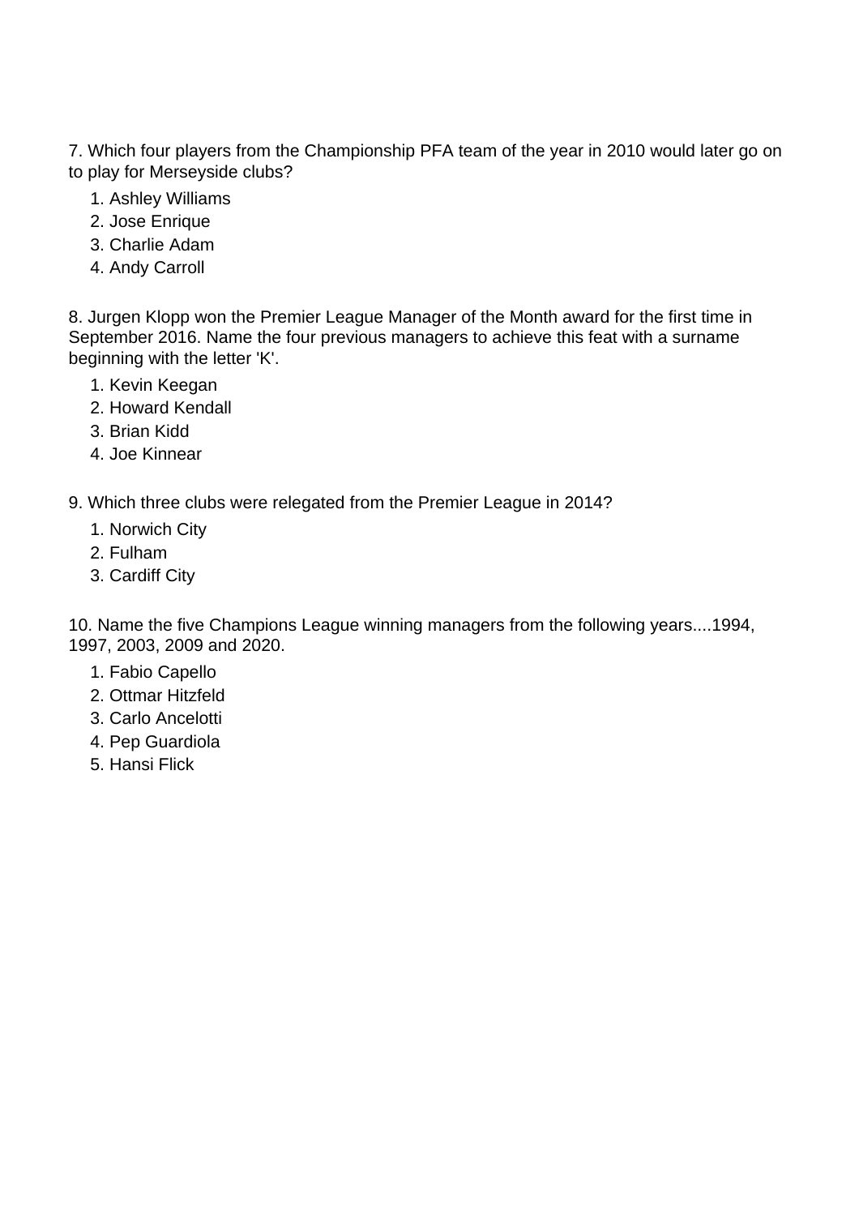7. Which four players from the Championship PFA team of the year in 2010 would later go on to play for Merseyside clubs?

1. Ashley Williams
2. Jose Enrique
3. Charlie Adam
4. Andy Carroll

8. Jurgen Klopp won the Premier League Manager of the Month award for the first time in September 2016. Name the four previous managers to achieve this feat with a surname beginning with the letter 'K'.

1. Kevin Keegan
2. Howard Kendall
3. Brian Kidd
4. Joe Kinnear

9. Which three clubs were relegated from the Premier League in 2014?

1. Norwich City
2. Fulham
3. Cardiff City

10. Name the five Champions League winning managers from the following years....1994, 1997, 2003, 2009 and 2020.

1. Fabio Capello
2. Ottmar Hitzfeld
3. Carlo Ancelotti
4. Pep Guardiola
5. Hansi Flick